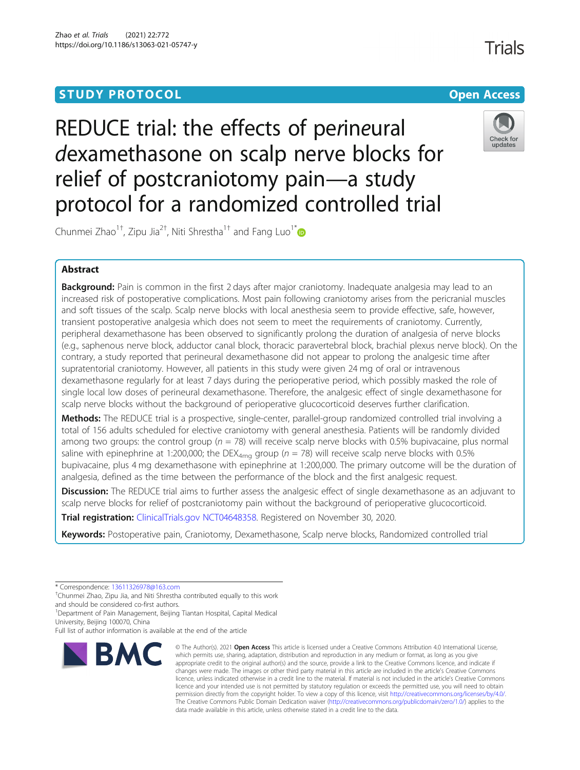STUDY PROTOCOL

Open Access

# REDUCE trial: the effects of perineural dexamethasone on scalp nerve blocks for relief of postcraniotomy pain—a study protocol for a randomized controlled trial

Chunmei Zhao[1†], Zipu Jia[2†], Niti Shrestha[1†] and Fang Luo[1*]

## Abstract

**Background:** Pain is common in the first 2 days after major craniotomy. Inadequate analgesia may lead to an increased risk of postoperative complications. Most pain following craniotomy arises from the pericranial muscles and soft tissues of the scalp. Scalp nerve blocks with local anesthesia seem to provide effective, safe, however, transient postoperative analgesia which does not seem to meet the requirements of craniotomy. Currently, peripheral dexamethasone has been observed to significantly prolong the duration of analgesia of nerve blocks (e.g., saphenous nerve block, adductor canal block, thoracic paravertebral block, brachial plexus nerve block). On the contrary, a study reported that perineural dexamethasone did not appear to prolong the analgesic time after supratentorial craniotomy. However, all patients in this study were given 24 mg of oral or intravenous dexamethasone regularly for at least 7 days during the perioperative period, which possibly masked the role of single local low doses of perineural dexamethasone. Therefore, the analgesic effect of single dexamethasone for scalp nerve blocks without the background of perioperative glucocorticoid deserves further clarification.

**Methods:** The REDUCE trial is a prospective, single-center, parallel-group randomized controlled trial involving a total of 156 adults scheduled for elective craniotomy with general anesthesia. Patients will be randomly divided among two groups: the control group ($n$ = 78) will receive scalp nerve blocks with 0.5% bupivacaine, plus normal saline with epinephrine at 1:200,000; the $DEX_{4mg}$ group ($n$ = 78) will receive scalp nerve blocks with 0.5% bupivacaine, plus 4 mg dexamethasone with epinephrine at 1:200,000. The primary outcome will be the duration of analgesia, defined as the time between the performance of the block and the first analgesic request.

**Discussion:** The REDUCE trial aims to further assess the analgesic effect of single dexamethasone as an adjuvant to scalp nerve blocks for relief of postcraniotomy pain without the background of perioperative glucocorticoid.

**Trial registration:** ClinicalTrials.gov NCT04648358. Registered on November 30, 2020.

**Keywords:** Postoperative pain, Craniotomy, Dexamethasone, Scalp nerve blocks, Randomized controlled trial

---

\* Correspondence: 13611326978@163.com

†Chunmei Zhao, Zipu Jia, and Niti Shrestha contributed equally to this work and should be considered co-first authors.

[1]Department of Pain Management, Beijing Tiantan Hospital, Capital Medical University, Beijing 100070, China

Full list of author information is available at the end of the article

© The Author(s). 2021 **Open Access** This article is licensed under a Creative Commons Attribution 4.0 International License, which permits use, sharing, adaptation, distribution and reproduction in any medium or format, as long as you give appropriate credit to the original author(s) and the source, provide a link to the Creative Commons licence, and indicate if changes were made. The images or other third party material in this article are included in the article's Creative Commons licence, unless indicated otherwise in a credit line to the material. If material is not included in the article's Creative Commons licence and your intended use is not permitted by statutory regulation or exceeds the permitted use, you will need to obtain permission directly from the copyright holder. To view a copy of this licence, visit http://creativecommons.org/licenses/by/4.0/. The Creative Commons Public Domain Dedication waiver (http://creativecommons.org/publicdomain/zero/1.0/) applies to the data made available in this article, unless otherwise stated in a credit line to the data.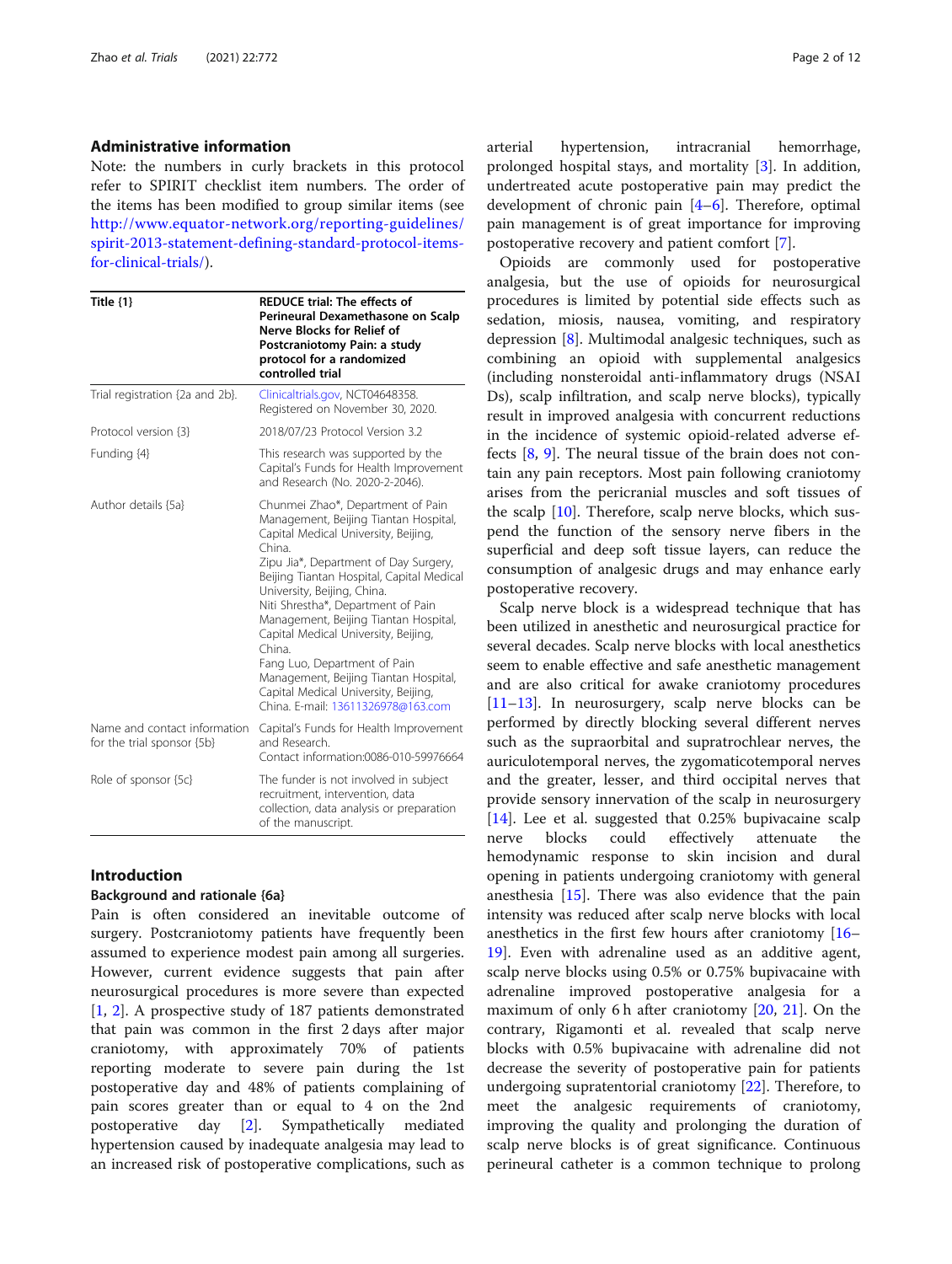## Administrative information

Note: the numbers in curly brackets in this protocol refer to SPIRIT checklist item numbers. The order of the items has been modified to group similar items (see http://www.equator-network.org/reporting-guidelines/spirit-2013-statement-defining-standard-protocol-items-for-clinical-trials/).

| Title {1} | REDUCE trial: The effects of Perineural Dexamethasone on Scalp Nerve Blocks for Relief of Postcraniotomy Pain: a study protocol for a randomized controlled trial |
|---|---|
| Trial registration {2a and 2b}. | Clinicaltrials.gov, NCT04648358. Registered on November 30, 2020. |
| Protocol version {3} | 2018/07/23 Protocol Version 3.2 |
| Funding {4} | This research was supported by the Capital's Funds for Health Improvement and Research (No. 2020-2-2046). |
| Author details {5a} | Chunmei Zhao*, Department of Pain Management, Beijing Tiantan Hospital, Capital Medical University, Beijing, China.<br>Zipu Jia*, Department of Day Surgery, Beijing Tiantan Hospital, Capital Medical University, Beijing, China.<br>Niti Shrestha*, Department of Pain Management, Beijing Tiantan Hospital, Capital Medical University, Beijing, China.<br>Fang Luo, Department of Pain Management, Beijing Tiantan Hospital, Capital Medical University, Beijing, China. E-mail: 13611326978@163.com |
| Name and contact information for the trial sponsor {5b} | Capital's Funds for Health Improvement and Research.<br>Contact information:0086-010-59976664 |
| Role of sponsor {5c} | The funder is not involved in subject recruitment, intervention, data collection, data analysis or preparation of the manuscript. |

## Introduction

### Background and rationale {6a}

Pain is often considered an inevitable outcome of surgery. Postcraniotomy patients have frequently been assumed to experience modest pain among all surgeries. However, current evidence suggests that pain after neurosurgical procedures is more severe than expected [1, 2]. A prospective study of 187 patients demonstrated that pain was common in the first 2 days after major craniotomy, with approximately 70% of patients reporting moderate to severe pain during the 1st postoperative day and 48% of patients complaining of pain scores greater than or equal to 4 on the 2nd postoperative day [2]. Sympathetically mediated hypertension caused by inadequate analgesia may lead to an increased risk of postoperative complications, such as arterial hypertension, intracranial hemorrhage, prolonged hospital stays, and mortality [3]. In addition, undertreated acute postoperative pain may predict the development of chronic pain [4–6]. Therefore, optimal pain management is of great importance for improving postoperative recovery and patient comfort [7].

Opioids are commonly used for postoperative analgesia, but the use of opioids for neurosurgical procedures is limited by potential side effects such as sedation, miosis, nausea, vomiting, and respiratory depression [8]. Multimodal analgesic techniques, such as combining an opioid with supplemental analgesics (including nonsteroidal anti-inflammatory drugs (NSAIDs), scalp infiltration, and scalp nerve blocks), typically result in improved analgesia with concurrent reductions in the incidence of systemic opioid-related adverse effects [8, 9]. The neural tissue of the brain does not contain any pain receptors. Most pain following craniotomy arises from the pericranial muscles and soft tissues of the scalp [10]. Therefore, scalp nerve blocks, which suspend the function of the sensory nerve fibers in the superficial and deep soft tissue layers, can reduce the consumption of analgesic drugs and may enhance early postoperative recovery.

Scalp nerve block is a widespread technique that has been utilized in anesthetic and neurosurgical practice for several decades. Scalp nerve blocks with local anesthetics seem to enable effective and safe anesthetic management and are also critical for awake craniotomy procedures [11–13]. In neurosurgery, scalp nerve blocks can be performed by directly blocking several different nerves such as the supraorbital and supratrochlear nerves, the auriculotemporal nerves, the zygomaticotemporal nerves and the greater, lesser, and third occipital nerves that provide sensory innervation of the scalp in neurosurgery [14]. Lee et al. suggested that 0.25% bupivacaine scalp nerve blocks could effectively attenuate the hemodynamic response to skin incision and dural opening in patients undergoing craniotomy with general anesthesia [15]. There was also evidence that the pain intensity was reduced after scalp nerve blocks with local anesthetics in the first few hours after craniotomy [16–19]. Even with adrenaline used as an additive agent, scalp nerve blocks using 0.5% or 0.75% bupivacaine with adrenaline improved postoperative analgesia for a maximum of only 6 h after craniotomy [20, 21]. On the contrary, Rigamonti et al. revealed that scalp nerve blocks with 0.5% bupivacaine with adrenaline did not decrease the severity of postoperative pain for patients undergoing supratentorial craniotomy [22]. Therefore, to meet the analgesic requirements of craniotomy, improving the quality and prolonging the duration of scalp nerve blocks is of great significance. Continuous perineural catheter is a common technique to prolong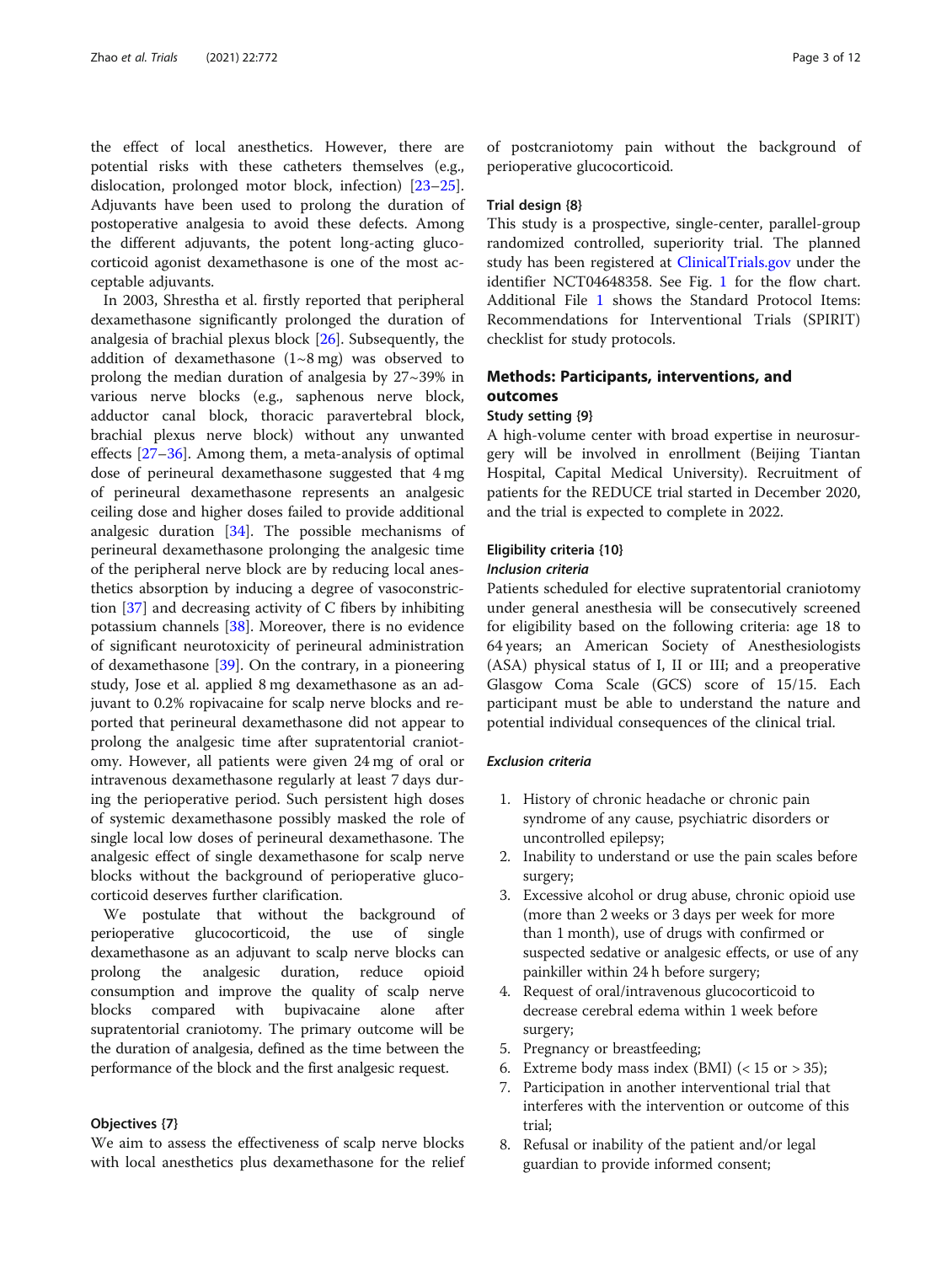the effect of local anesthetics. However, there are potential risks with these catheters themselves (e.g., dislocation, prolonged motor block, infection) [23–25]. Adjuvants have been used to prolong the duration of postoperative analgesia to avoid these defects. Among the different adjuvants, the potent long-acting glucocorticoid agonist dexamethasone is one of the most acceptable adjuvants.

In 2003, Shrestha et al. firstly reported that peripheral dexamethasone significantly prolonged the duration of analgesia of brachial plexus block [26]. Subsequently, the addition of dexamethasone (1~8 mg) was observed to prolong the median duration of analgesia by 27~39% in various nerve blocks (e.g., saphenous nerve block, adductor canal block, thoracic paravertebral block, brachial plexus nerve block) without any unwanted effects [27–36]. Among them, a meta-analysis of optimal dose of perineural dexamethasone suggested that 4 mg of perineural dexamethasone represents an analgesic ceiling dose and higher doses failed to provide additional analgesic duration [34]. The possible mechanisms of perineural dexamethasone prolonging the analgesic time of the peripheral nerve block are by reducing local anesthetics absorption by inducing a degree of vasoconstriction [37] and decreasing activity of C fibers by inhibiting potassium channels [38]. Moreover, there is no evidence of significant neurotoxicity of perineural administration of dexamethasone [39]. On the contrary, in a pioneering study, Jose et al. applied 8 mg dexamethasone as an adjuvant to 0.2% ropivacaine for scalp nerve blocks and reported that perineural dexamethasone did not appear to prolong the analgesic time after supratentorial craniotomy. However, all patients were given 24 mg of oral or intravenous dexamethasone regularly at least 7 days during the perioperative period. Such persistent high doses of systemic dexamethasone possibly masked the role of single local low doses of perineural dexamethasone. The analgesic effect of single dexamethasone for scalp nerve blocks without the background of perioperative glucocorticoid deserves further clarification.

We postulate that without the background of perioperative glucocorticoid, the use of single dexamethasone as an adjuvant to scalp nerve blocks can prolong the analgesic duration, reduce opioid consumption and improve the quality of scalp nerve blocks compared with bupivacaine alone after supratentorial craniotomy. The primary outcome will be the duration of analgesia, defined as the time between the performance of the block and the first analgesic request.

### Objectives {7}

We aim to assess the effectiveness of scalp nerve blocks with local anesthetics plus dexamethasone for the relief of postcraniotomy pain without the background of perioperative glucocorticoid.

### Trial design {8}

This study is a prospective, single-center, parallel-group randomized controlled, superiority trial. The planned study has been registered at ClinicalTrials.gov under the identifier NCT04648358. See Fig. 1 for the flow chart. Additional File 1 shows the Standard Protocol Items: Recommendations for Interventional Trials (SPIRIT) checklist for study protocols.

## Methods: Participants, interventions, and outcomes

### Study setting {9}

A high-volume center with broad expertise in neurosurgery will be involved in enrollment (Beijing Tiantan Hospital, Capital Medical University). Recruitment of patients for the REDUCE trial started in December 2020, and the trial is expected to complete in 2022.

### Eligibility criteria {10}

#### *Inclusion criteria*

Patients scheduled for elective supratentorial craniotomy under general anesthesia will be consecutively screened for eligibility based on the following criteria: age 18 to 64 years; an American Society of Anesthesiologists (ASA) physical status of I, II or III; and a preoperative Glasgow Coma Scale (GCS) score of 15/15. Each participant must be able to understand the nature and potential individual consequences of the clinical trial.

#### *Exclusion criteria*

1. History of chronic headache or chronic pain syndrome of any cause, psychiatric disorders or uncontrolled epilepsy;
2. Inability to understand or use the pain scales before surgery;
3. Excessive alcohol or drug abuse, chronic opioid use (more than 2 weeks or 3 days per week for more than 1 month), use of drugs with confirmed or suspected sedative or analgesic effects, or use of any painkiller within 24 h before surgery;
4. Request of oral/intravenous glucocorticoid to decrease cerebral edema within 1 week before surgery;
5. Pregnancy or breastfeeding;
6. Extreme body mass index (BMI) (< 15 or > 35);
7. Participation in another interventional trial that interferes with the intervention or outcome of this trial;
8. Refusal or inability of the patient and/or legal guardian to provide informed consent;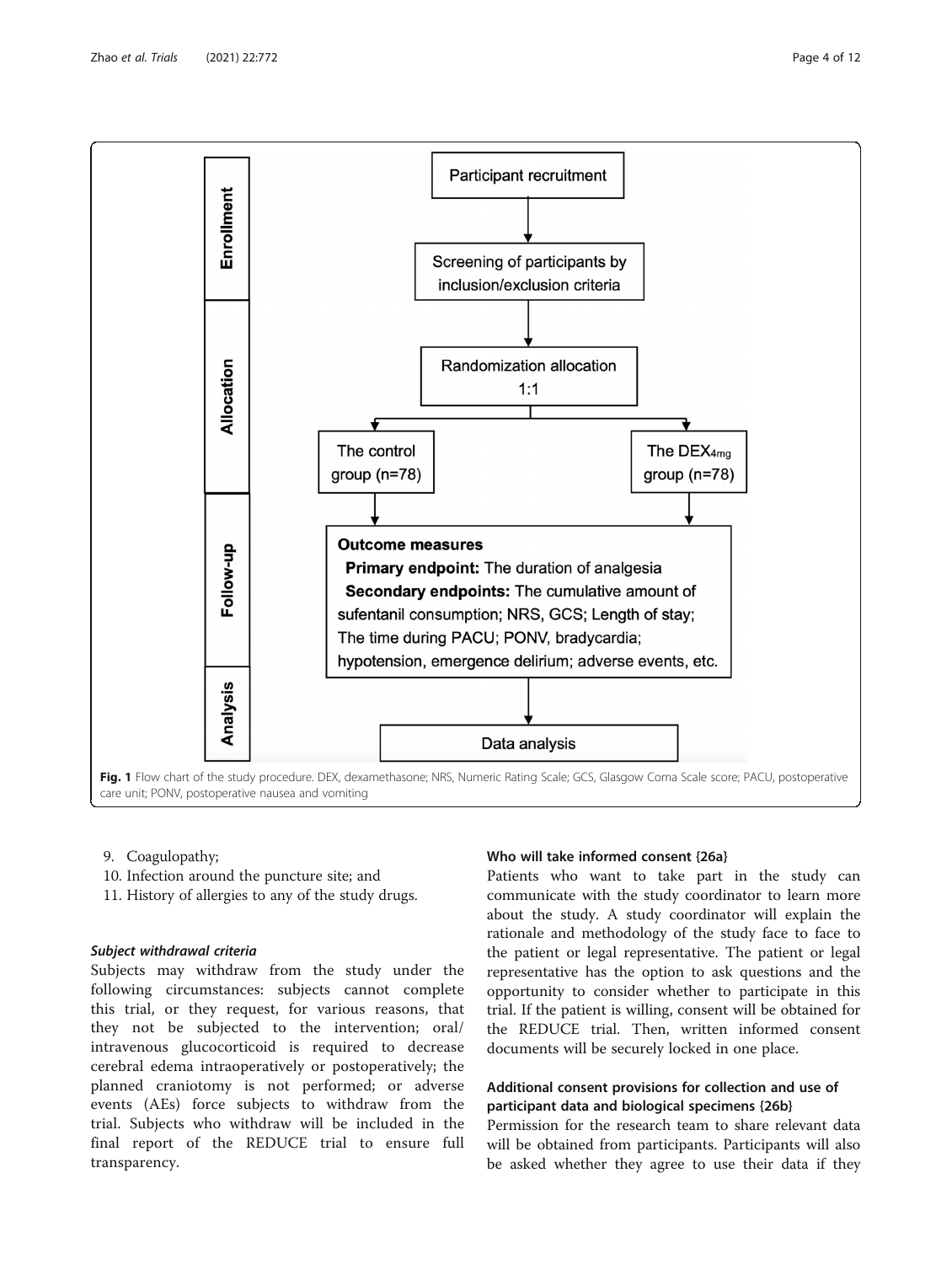Enrollment

Participant recruitment

Screening of participants by inclusion/exclusion criteria

Allocation

Randomization allocation 1:1

The control group (n=78)

The $DEX_{4mg}$ group (n=78)

Follow-up

**Outcome measures**

**Primary endpoint:** The duration of analgesia

**Secondary endpoints:** The cumulative amount of sufentanil consumption; NRS, GCS; Length of stay; The time during PACU; PONV, bradycardia; hypotension, emergence delirium; adverse events, etc.

Analysis

Data analysis

**Fig. 1** Flow chart of the study procedure. DEX, dexamethasone; NRS, Numeric Rating Scale; GCS, Glasgow Coma Scale score; PACU, postoperative care unit; PONV, postoperative nausea and vomiting

9. Coagulopathy;
10. Infection around the puncture site; and
11. History of allergies to any of the study drugs.

#### *Subject withdrawal criteria*

Subjects may withdraw from the study under the following circumstances: subjects cannot complete this trial, or they request, for various reasons, that they not be subjected to the intervention; oral/intravenous glucocorticoid is required to decrease cerebral edema intraoperatively or postoperatively; the planned craniotomy is not performed; or adverse events (AEs) force subjects to withdraw from the trial. Subjects who withdraw will be included in the final report of the REDUCE trial to ensure full transparency.

### Who will take informed consent {26a}

Patients who want to take part in the study can communicate with the study coordinator to learn more about the study. A study coordinator will explain the rationale and methodology of the study face to face to the patient or legal representative. The patient or legal representative has the option to ask questions and the opportunity to consider whether to participate in this trial. If the patient is willing, consent will be obtained for the REDUCE trial. Then, written informed consent documents will be securely locked in one place.

### Additional consent provisions for collection and use of participant data and biological specimens {26b}

Permission for the research team to share relevant data will be obtained from participants. Participants will also be asked whether they agree to use their data if they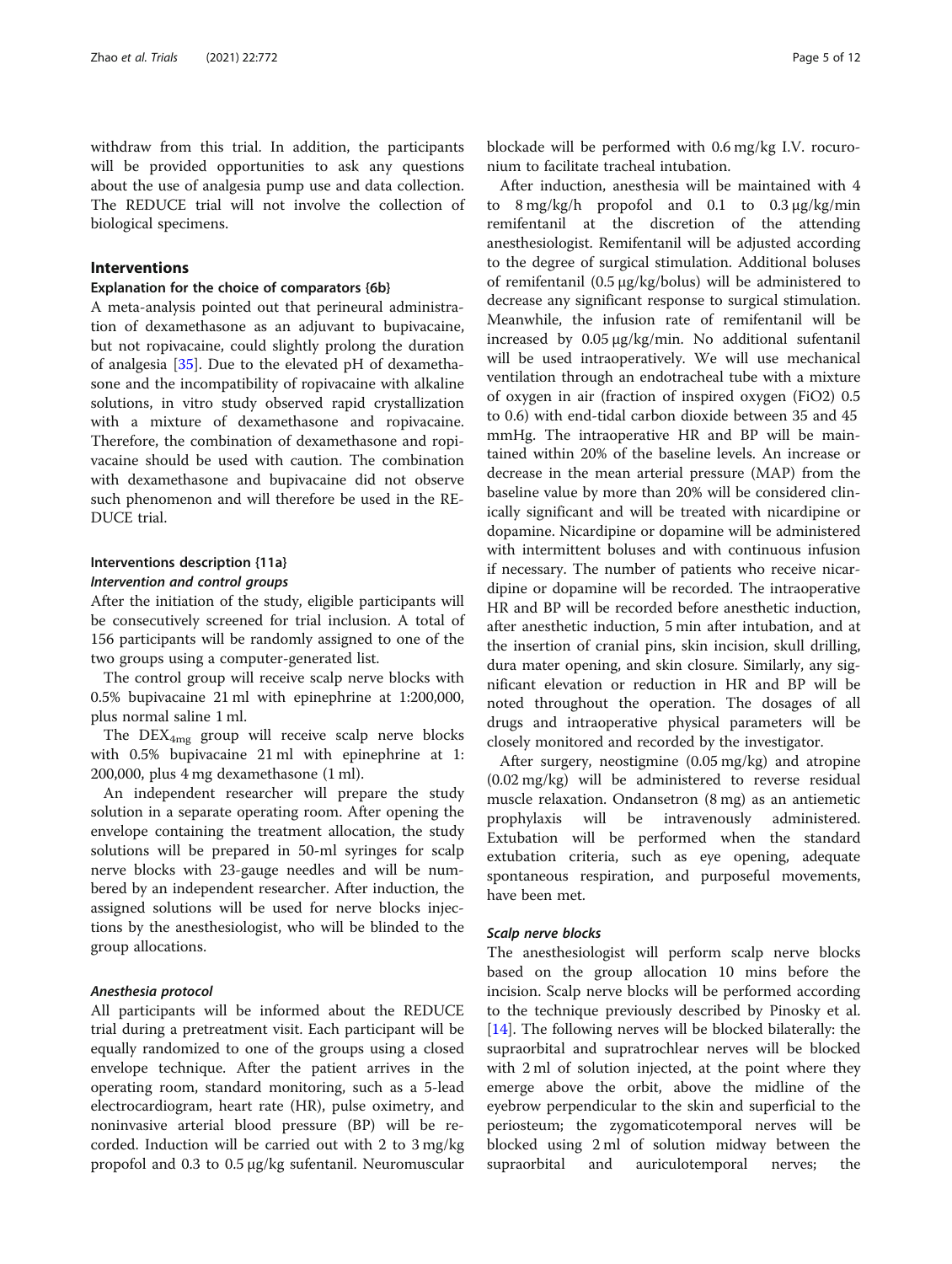withdraw from this trial. In addition, the participants will be provided opportunities to ask any questions about the use of analgesia pump use and data collection. The REDUCE trial will not involve the collection of biological specimens.

## Interventions

### Explanation for the choice of comparators {6b}

A meta-analysis pointed out that perineural administration of dexamethasone as an adjuvant to bupivacaine, but not ropivacaine, could slightly prolong the duration of analgesia [35]. Due to the elevated pH of dexamethasone and the incompatibility of ropivacaine with alkaline solutions, in vitro study observed rapid crystallization with a mixture of dexamethasone and ropivacaine. Therefore, the combination of dexamethasone and ropivacaine should be used with caution. The combination with dexamethasone and bupivacaine did not observe such phenomenon and will therefore be used in the REDUCE trial.

### Interventions description {11a}

#### *Intervention and control groups*

After the initiation of the study, eligible participants will be consecutively screened for trial inclusion. A total of 156 participants will be randomly assigned to one of the two groups using a computer-generated list.

The control group will receive scalp nerve blocks with 0.5% bupivacaine 21 ml with epinephrine at 1:200,000, plus normal saline 1 ml.

The $DEX_{4mg}$ group will receive scalp nerve blocks with 0.5% bupivacaine 21 ml with epinephrine at 1: 200,000, plus 4 mg dexamethasone (1 ml).

An independent researcher will prepare the study solution in a separate operating room. After opening the envelope containing the treatment allocation, the study solutions will be prepared in 50-ml syringes for scalp nerve blocks with 23-gauge needles and will be numbered by an independent researcher. After induction, the assigned solutions will be used for nerve blocks injections by the anesthesiologist, who will be blinded to the group allocations.

#### *Anesthesia protocol*

All participants will be informed about the REDUCE trial during a pretreatment visit. Each participant will be equally randomized to one of the groups using a closed envelope technique. After the patient arrives in the operating room, standard monitoring, such as a 5-lead electrocardiogram, heart rate (HR), pulse oximetry, and noninvasive arterial blood pressure (BP) will be recorded. Induction will be carried out with 2 to 3 mg/kg propofol and 0.3 to 0.5 μg/kg sufentanil. Neuromuscular blockade will be performed with 0.6 mg/kg I.V. rocuronium to facilitate tracheal intubation.

After induction, anesthesia will be maintained with 4 to 8 mg/kg/h propofol and 0.1 to 0.3 μg/kg/min remifentanil at the discretion of the attending anesthesiologist. Remifentanil will be adjusted according to the degree of surgical stimulation. Additional boluses of remifentanil (0.5 μg/kg/bolus) will be administered to decrease any significant response to surgical stimulation. Meanwhile, the infusion rate of remifentanil will be increased by 0.05 μg/kg/min. No additional sufentanil will be used intraoperatively. We will use mechanical ventilation through an endotracheal tube with a mixture of oxygen in air (fraction of inspired oxygen (FiO2) 0.5 to 0.6) with end-tidal carbon dioxide between 35 and 45 mmHg. The intraoperative HR and BP will be maintained within 20% of the baseline levels. An increase or decrease in the mean arterial pressure (MAP) from the baseline value by more than 20% will be considered clinically significant and will be treated with nicardipine or dopamine. Nicardipine or dopamine will be administered with intermittent boluses and with continuous infusion if necessary. The number of patients who receive nicardipine or dopamine will be recorded. The intraoperative HR and BP will be recorded before anesthetic induction, after anesthetic induction, 5 min after intubation, and at the insertion of cranial pins, skin incision, skull drilling, dura mater opening, and skin closure. Similarly, any significant elevation or reduction in HR and BP will be noted throughout the operation. The dosages of all drugs and intraoperative physical parameters will be closely monitored and recorded by the investigator.

After surgery, neostigmine (0.05 mg/kg) and atropine (0.02 mg/kg) will be administered to reverse residual muscle relaxation. Ondansetron (8 mg) as an antiemetic prophylaxis will be intravenously administered. Extubation will be performed when the standard extubation criteria, such as eye opening, adequate spontaneous respiration, and purposeful movements, have been met.

#### *Scalp nerve blocks*

The anesthesiologist will perform scalp nerve blocks based on the group allocation 10 mins before the incision. Scalp nerve blocks will be performed according to the technique previously described by Pinosky et al. [14]. The following nerves will be blocked bilaterally: the supraorbital and supratrochlear nerves will be blocked with 2 ml of solution injected, at the point where they emerge above the orbit, above the midline of the eyebrow perpendicular to the skin and superficial to the periosteum; the zygomaticotemporal nerves will be blocked using 2 ml of solution midway between the supraorbital and auriculotemporal nerves; the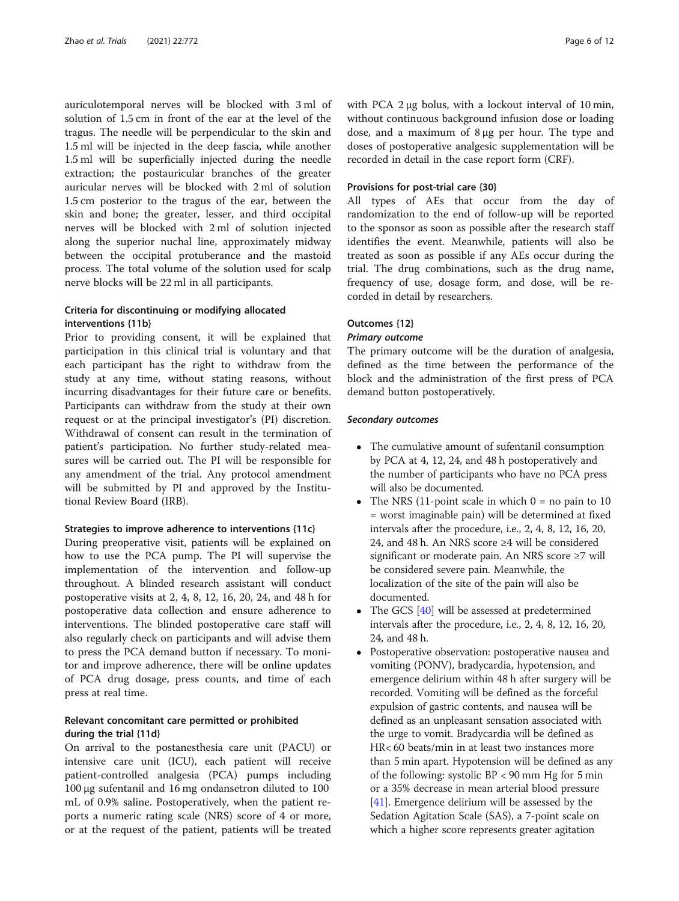auriculotemporal nerves will be blocked with 3 ml of solution of 1.5 cm in front of the ear at the level of the tragus. The needle will be perpendicular to the skin and 1.5 ml will be injected in the deep fascia, while another 1.5 ml will be superficially injected during the needle extraction; the postauricular branches of the greater auricular nerves will be blocked with 2 ml of solution 1.5 cm posterior to the tragus of the ear, between the skin and bone; the greater, lesser, and third occipital nerves will be blocked with 2 ml of solution injected along the superior nuchal line, approximately midway between the occipital protuberance and the mastoid process. The total volume of the solution used for scalp nerve blocks will be 22 ml in all participants.

### Criteria for discontinuing or modifying allocated interventions {11b}

Prior to providing consent, it will be explained that participation in this clinical trial is voluntary and that each participant has the right to withdraw from the study at any time, without stating reasons, without incurring disadvantages for their future care or benefits. Participants can withdraw from the study at their own request or at the principal investigator's (PI) discretion. Withdrawal of consent can result in the termination of patient's participation. No further study-related measures will be carried out. The PI will be responsible for any amendment of the trial. Any protocol amendment will be submitted by PI and approved by the Institutional Review Board (IRB).

### Strategies to improve adherence to interventions {11c}

During preoperative visit, patients will be explained on how to use the PCA pump. The PI will supervise the implementation of the intervention and follow-up throughout. A blinded research assistant will conduct postoperative visits at 2, 4, 8, 12, 16, 20, 24, and 48 h for postoperative data collection and ensure adherence to interventions. The blinded postoperative care staff will also regularly check on participants and will advise them to press the PCA demand button if necessary. To monitor and improve adherence, there will be online updates of PCA drug dosage, press counts, and time of each press at real time.

### Relevant concomitant care permitted or prohibited during the trial {11d}

On arrival to the postanesthesia care unit (PACU) or intensive care unit (ICU), each patient will receive patient-controlled analgesia (PCA) pumps including 100 μg sufentanil and 16 mg ondansetron diluted to 100 mL of 0.9% saline. Postoperatively, when the patient reports a numeric rating scale (NRS) score of 4 or more, or at the request of the patient, patients will be treated with PCA 2 μg bolus, with a lockout interval of 10 min, without continuous background infusion dose or loading dose, and a maximum of 8 μg per hour. The type and doses of postoperative analgesic supplementation will be recorded in detail in the case report form (CRF).

### Provisions for post-trial care {30}

All types of AEs that occur from the day of randomization to the end of follow-up will be reported to the sponsor as soon as possible after the research staff identifies the event. Meanwhile, patients will also be treated as soon as possible if any AEs occur during the trial. The drug combinations, such as the drug name, frequency of use, dosage form, and dose, will be recorded in detail by researchers.

### Outcomes {12}

#### *Primary outcome*

The primary outcome will be the duration of analgesia, defined as the time between the performance of the block and the administration of the first press of PCA demand button postoperatively.

#### *Secondary outcomes*

- The cumulative amount of sufentanil consumption by PCA at 4, 12, 24, and 48 h postoperatively and the number of participants who have no PCA press will also be documented.
- The NRS (11-point scale in which 0 = no pain to 10 = worst imaginable pain) will be determined at fixed intervals after the procedure, i.e., 2, 4, 8, 12, 16, 20, 24, and 48 h. An NRS score ≥4 will be considered significant or moderate pain. An NRS score ≥7 will be considered severe pain. Meanwhile, the localization of the site of the pain will also be documented.
- The GCS [40] will be assessed at predetermined intervals after the procedure, i.e., 2, 4, 8, 12, 16, 20, 24, and 48 h.
- Postoperative observation: postoperative nausea and vomiting (PONV), bradycardia, hypotension, and emergence delirium within 48 h after surgery will be recorded. Vomiting will be defined as the forceful expulsion of gastric contents, and nausea will be defined as an unpleasant sensation associated with the urge to vomit. Bradycardia will be defined as HR< 60 beats/min in at least two instances more than 5 min apart. Hypotension will be defined as any of the following: systolic BP < 90 mm Hg for 5 min or a 35% decrease in mean arterial blood pressure [41]. Emergence delirium will be assessed by the Sedation Agitation Scale (SAS), a 7-point scale on which a higher score represents greater agitation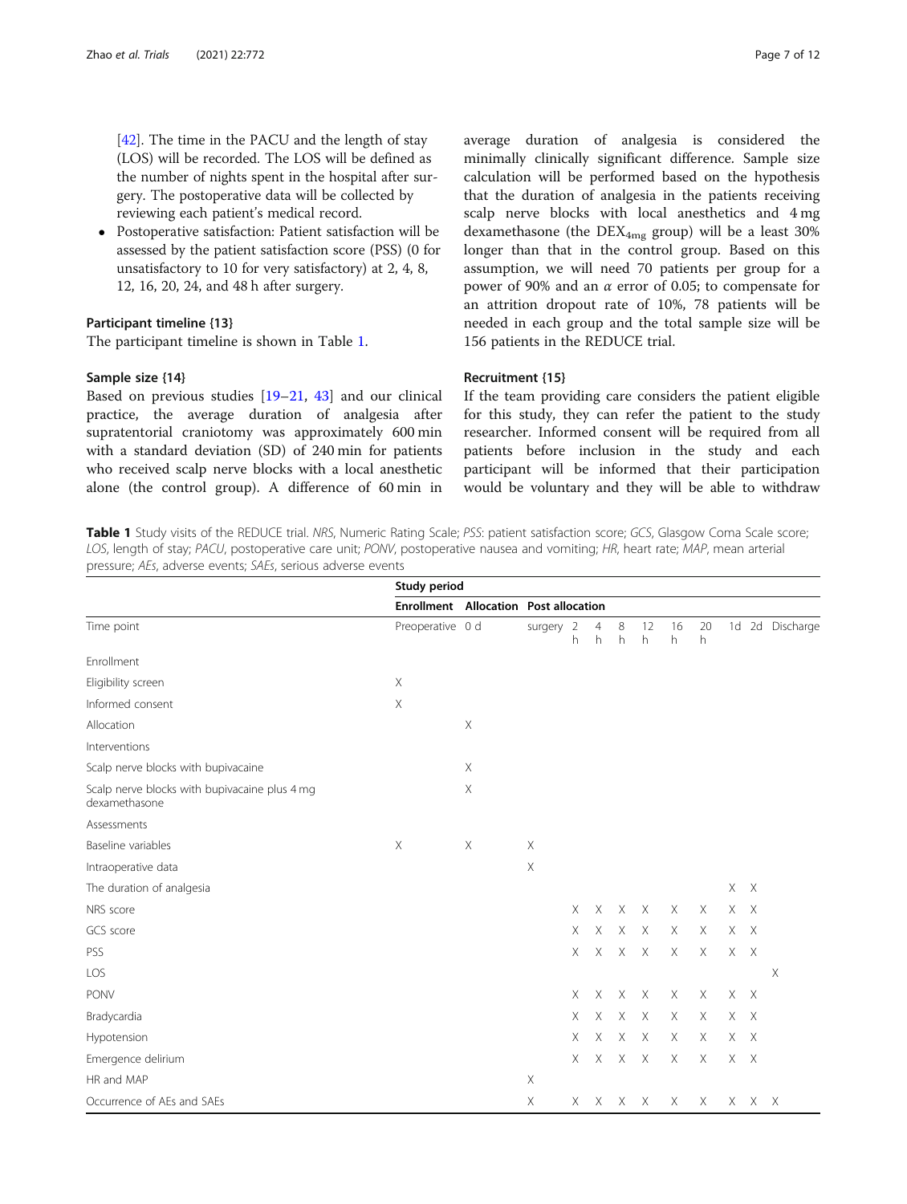[42]. The time in the PACU and the length of stay (LOS) will be recorded. The LOS will be defined as the number of nights spent in the hospital after surgery. The postoperative data will be collected by reviewing each patient's medical record.

- Postoperative satisfaction: Patient satisfaction will be assessed by the patient satisfaction score (PSS) (0 for unsatisfactory to 10 for very satisfactory) at 2, 4, 8, 12, 16, 20, 24, and 48 h after surgery.

### Participant timeline {13}

The participant timeline is shown in Table 1.

### Sample size {14}

Based on previous studies [19–21, 43] and our clinical practice, the average duration of analgesia after supratentorial craniotomy was approximately 600 min with a standard deviation (SD) of 240 min for patients who received scalp nerve blocks with a local anesthetic alone (the control group). A difference of 60 min in average duration of analgesia is considered the minimally clinically significant difference. Sample size calculation will be performed based on the hypothesis that the duration of analgesia in the patients receiving scalp nerve blocks with local anesthetics and 4 mg dexamethasone (the $DEX_{4mg}$ group) will be a least 30% longer than that in the control group. Based on this assumption, we will need 70 patients per group for a power of 90% and an $\alpha$ error of 0.05; to compensate for an attrition dropout rate of 10%, 78 patients will be needed in each group and the total sample size will be 156 patients in the REDUCE trial.

### Recruitment {15}

If the team providing care considers the patient eligible for this study, they can refer the patient to the study researcher. Informed consent will be required from all patients before inclusion in the study and each participant will be informed that their participation would be voluntary and they will be able to withdraw

**Table 1** Study visits of the REDUCE trial. *NRS*, Numeric Rating Scale; *PSS*: patient satisfaction score; *GCS*, Glasgow Coma Scale score; *LOS*, length of stay; *PACU*, postoperative care unit; *PONV*, postoperative nausea and vomiting; *HR*, heart rate; *MAP*, mean arterial pressure; *AEs*, adverse events; *SAEs*, serious adverse events

| | Study period | | | | | | | | | | | |
|---|---|---|---|---|---|---|---|---|---|---|---|---|
| | Enrollment | Allocation | Post allocation | | | | | | | | | |
| Time point | Preoperative | 0 d | surgery | 2 h | 4 h | 8 h | 12 h | 16 h | 20 h | 1d | 2d | Discharge |
| Enrollment | | | | | | | | | | | | |
| Eligibility screen | X | | | | | | | | | | | |
| Informed consent | X | | | | | | | | | | | |
| Allocation | | X | | | | | | | | | | |
| Interventions | | | | | | | | | | | | |
| Scalp nerve blocks with bupivacaine | | X | | | | | | | | | | |
| Scalp nerve blocks with bupivacaine plus 4 mg dexamethasone | | X | | | | | | | | | | |
| Assessments | | | | | | | | | | | | |
| Baseline variables | X | X | X | | | | | | | | | |
| Intraoperative data | | | X | | | | | | | | | |
| The duration of analgesia | | | | | | | | | | X | X | |
| NRS score | | | | X | X | X | X | X | X | X | X | |
| GCS score | | | | X | X | X | X | X | X | X | X | |
| PSS | | | | X | X | X | X | X | X | X | X | |
| LOS | | | | | | | | | | | | X |
| PONV | | | | X | X | X | X | X | X | X | X | |
| Bradycardia | | | | X | X | X | X | X | X | X | X | |
| Hypotension | | | | X | X | X | X | X | X | X | X | |
| Emergence delirium | | | | X | X | X | X | X | X | X | X | |
| HR and MAP | | | X | | | | | | | | | |
| Occurrence of AEs and SAEs | | | X | X | X | X | X | X | X | X | X | X |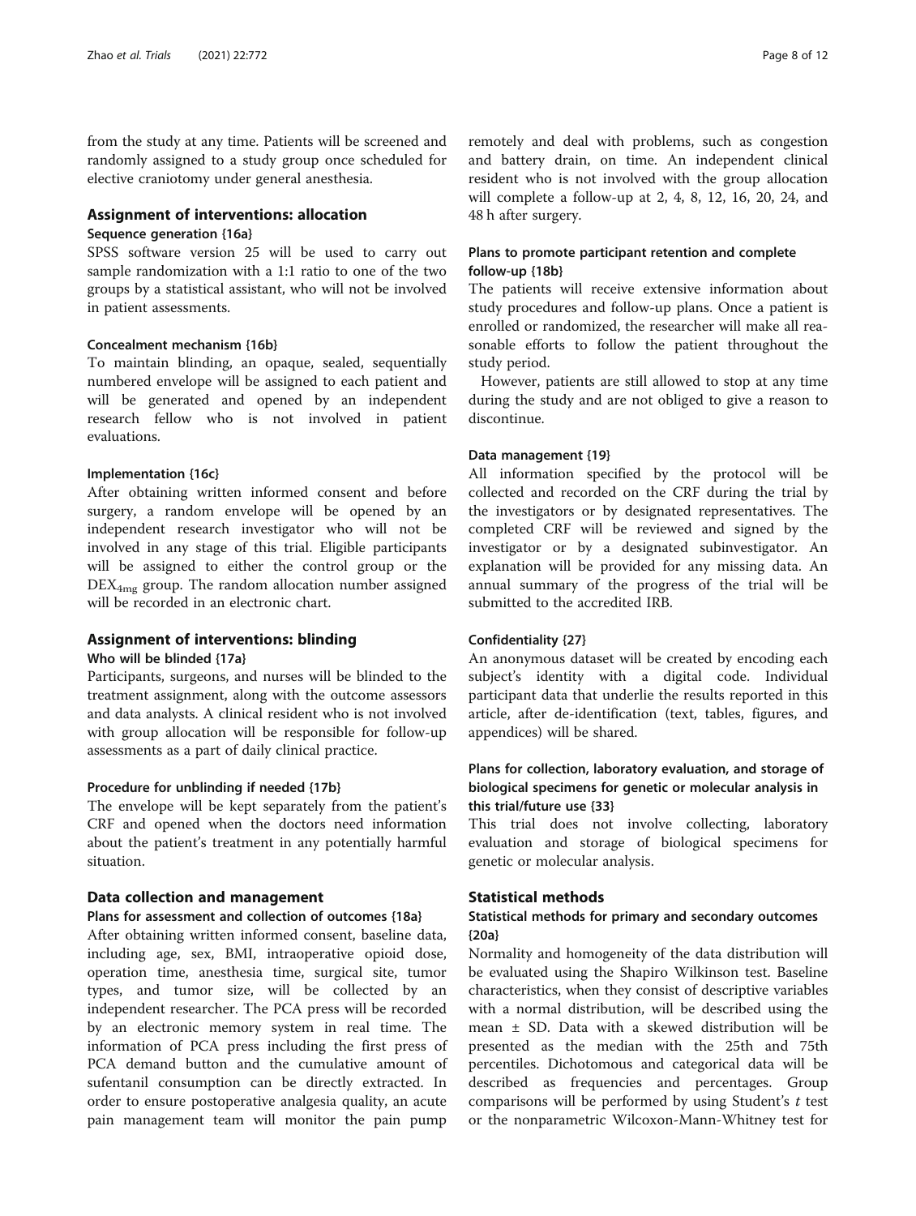from the study at any time. Patients will be screened and randomly assigned to a study group once scheduled for elective craniotomy under general anesthesia.

## Assignment of interventions: allocation

### Sequence generation {16a}

SPSS software version 25 will be used to carry out sample randomization with a 1:1 ratio to one of the two groups by a statistical assistant, who will not be involved in patient assessments.

### Concealment mechanism {16b}

To maintain blinding, an opaque, sealed, sequentially numbered envelope will be assigned to each patient and will be generated and opened by an independent research fellow who is not involved in patient evaluations.

### Implementation {16c}

After obtaining written informed consent and before surgery, a random envelope will be opened by an independent research investigator who will not be involved in any stage of this trial. Eligible participants will be assigned to either the control group or the $DEX_{4mg}$ group. The random allocation number assigned will be recorded in an electronic chart.

## Assignment of interventions: blinding

### Who will be blinded {17a}

Participants, surgeons, and nurses will be blinded to the treatment assignment, along with the outcome assessors and data analysts. A clinical resident who is not involved with group allocation will be responsible for follow-up assessments as a part of daily clinical practice.

### Procedure for unblinding if needed {17b}

The envelope will be kept separately from the patient's CRF and opened when the doctors need information about the patient's treatment in any potentially harmful situation.

## Data collection and management

### Plans for assessment and collection of outcomes {18a}

After obtaining written informed consent, baseline data, including age, sex, BMI, intraoperative opioid dose, operation time, anesthesia time, surgical site, tumor types, and tumor size, will be collected by an independent researcher. The PCA press will be recorded by an electronic memory system in real time. The information of PCA press including the first press of PCA demand button and the cumulative amount of sufentanil consumption can be directly extracted. In order to ensure postoperative analgesia quality, an acute pain management team will monitor the pain pump remotely and deal with problems, such as congestion and battery drain, on time. An independent clinical resident who is not involved with the group allocation will complete a follow-up at 2, 4, 8, 12, 16, 20, 24, and 48 h after surgery.

### Plans to promote participant retention and complete follow-up {18b}

The patients will receive extensive information about study procedures and follow-up plans. Once a patient is enrolled or randomized, the researcher will make all reasonable efforts to follow the patient throughout the study period.

However, patients are still allowed to stop at any time during the study and are not obliged to give a reason to discontinue.

### Data management {19}

All information specified by the protocol will be collected and recorded on the CRF during the trial by the investigators or by designated representatives. The completed CRF will be reviewed and signed by the investigator or by a designated subinvestigator. An explanation will be provided for any missing data. An annual summary of the progress of the trial will be submitted to the accredited IRB.

### Confidentiality {27}

An anonymous dataset will be created by encoding each subject's identity with a digital code. Individual participant data that underlie the results reported in this article, after de-identification (text, tables, figures, and appendices) will be shared.

### Plans for collection, laboratory evaluation, and storage of biological specimens for genetic or molecular analysis in this trial/future use {33}

This trial does not involve collecting, laboratory evaluation and storage of biological specimens for genetic or molecular analysis.

## Statistical methods

### Statistical methods for primary and secondary outcomes {20a}

Normality and homogeneity of the data distribution will be evaluated using the Shapiro Wilkinson test. Baseline characteristics, when they consist of descriptive variables with a normal distribution, will be described using the mean ± SD. Data with a skewed distribution will be presented as the median with the 25th and 75th percentiles. Dichotomous and categorical data will be described as frequencies and percentages. Group comparisons will be performed by using Student's $t$ test or the nonparametric Wilcoxon-Mann-Whitney test for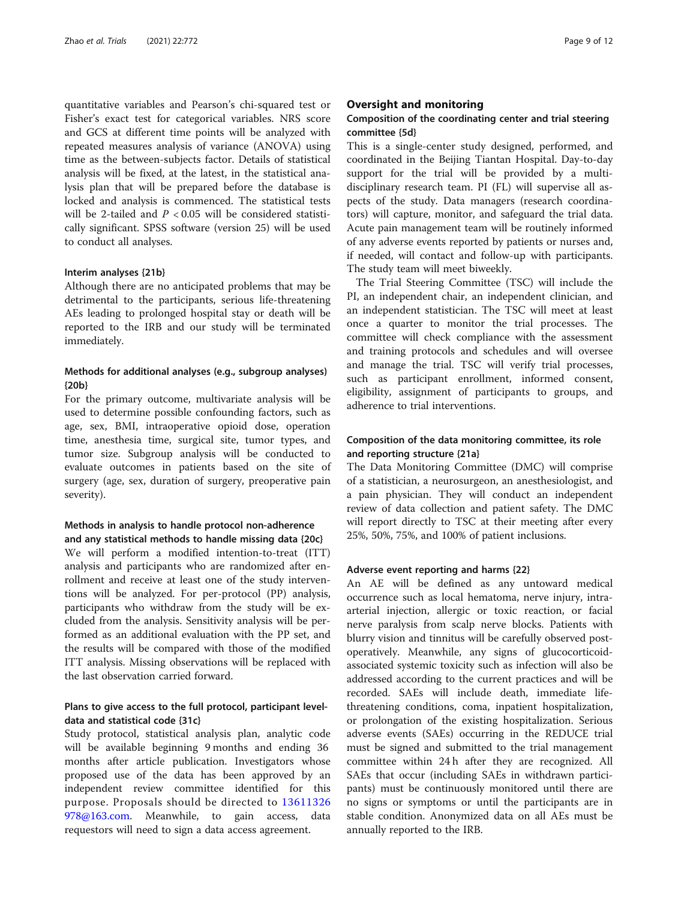quantitative variables and Pearson's chi-squared test or Fisher's exact test for categorical variables. NRS score and GCS at different time points will be analyzed with repeated measures analysis of variance (ANOVA) using time as the between-subjects factor. Details of statistical analysis will be fixed, at the latest, in the statistical analysis plan that will be prepared before the database is locked and analysis is commenced. The statistical tests will be 2-tailed and $P < 0.05$ will be considered statistically significant. SPSS software (version 25) will be used to conduct all analyses.

#### Interim analyses {21b}

Although there are no anticipated problems that may be detrimental to the participants, serious life-threatening AEs leading to prolonged hospital stay or death will be reported to the IRB and our study will be terminated immediately.

#### Methods for additional analyses (e.g., subgroup analyses) {20b}

For the primary outcome, multivariate analysis will be used to determine possible confounding factors, such as age, sex, BMI, intraoperative opioid dose, operation time, anesthesia time, surgical site, tumor types, and tumor size. Subgroup analysis will be conducted to evaluate outcomes in patients based on the site of surgery (age, sex, duration of surgery, preoperative pain severity).

#### Methods in analysis to handle protocol non-adherence and any statistical methods to handle missing data {20c}

We will perform a modified intention-to-treat (ITT) analysis and participants who are randomized after enrollment and receive at least one of the study interventions will be analyzed. For per-protocol (PP) analysis, participants who withdraw from the study will be excluded from the analysis. Sensitivity analysis will be performed as an additional evaluation with the PP set, and the results will be compared with those of the modified ITT analysis. Missing observations will be replaced with the last observation carried forward.

#### Plans to give access to the full protocol, participant level-data and statistical code {31c}

Study protocol, statistical analysis plan, analytic code will be available beginning 9 months and ending 36 months after article publication. Investigators whose proposed use of the data has been approved by an independent review committee identified for this purpose. Proposals should be directed to 13611326978@163.com. Meanwhile, to gain access, data requestors will need to sign a data access agreement.

## Oversight and monitoring

#### Composition of the coordinating center and trial steering committee {5d}

This is a single-center study designed, performed, and coordinated in the Beijing Tiantan Hospital. Day-to-day support for the trial will be provided by a multidisciplinary research team. PI (FL) will supervise all aspects of the study. Data managers (research coordinators) will capture, monitor, and safeguard the trial data. Acute pain management team will be routinely informed of any adverse events reported by patients or nurses and, if needed, will contact and follow-up with participants. The study team will meet biweekly.

The Trial Steering Committee (TSC) will include the PI, an independent chair, an independent clinician, and an independent statistician. The TSC will meet at least once a quarter to monitor the trial processes. The committee will check compliance with the assessment and training protocols and schedules and will oversee and manage the trial. TSC will verify trial processes, such as participant enrollment, informed consent, eligibility, assignment of participants to groups, and adherence to trial interventions.

#### Composition of the data monitoring committee, its role and reporting structure {21a}

The Data Monitoring Committee (DMC) will comprise of a statistician, a neurosurgeon, an anesthesiologist, and a pain physician. They will conduct an independent review of data collection and patient safety. The DMC will report directly to TSC at their meeting after every 25%, 50%, 75%, and 100% of patient inclusions.

#### Adverse event reporting and harms {22}

An AE will be defined as any untoward medical occurrence such as local hematoma, nerve injury, intra-arterial injection, allergic or toxic reaction, or facial nerve paralysis from scalp nerve blocks. Patients with blurry vision and tinnitus will be carefully observed postoperatively. Meanwhile, any signs of glucocorticoid-associated systemic toxicity such as infection will also be addressed according to the current practices and will be recorded. SAEs will include death, immediate life-threatening conditions, coma, inpatient hospitalization, or prolongation of the existing hospitalization. Serious adverse events (SAEs) occurring in the REDUCE trial must be signed and submitted to the trial management committee within 24 h after they are recognized. All SAEs that occur (including SAEs in withdrawn participants) must be continuously monitored until there are no signs or symptoms or until the participants are in stable condition. Anonymized data on all AEs must be annually reported to the IRB.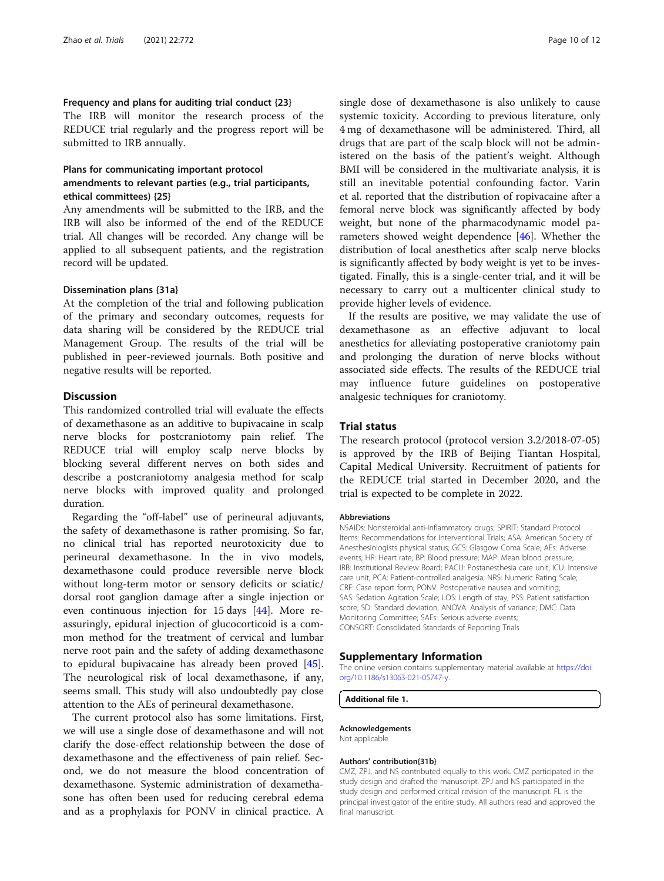### Frequency and plans for auditing trial conduct {23}

The IRB will monitor the research process of the REDUCE trial regularly and the progress report will be submitted to IRB annually.

### Plans for communicating important protocol amendments to relevant parties (e.g., trial participants, ethical committees) {25}

Any amendments will be submitted to the IRB, and the IRB will also be informed of the end of the REDUCE trial. All changes will be recorded. Any change will be applied to all subsequent patients, and the registration record will be updated.

### Dissemination plans {31a}

At the completion of the trial and following publication of the primary and secondary outcomes, requests for data sharing will be considered by the REDUCE trial Management Group. The results of the trial will be published in peer-reviewed journals. Both positive and negative results will be reported.

## Discussion

This randomized controlled trial will evaluate the effects of dexamethasone as an additive to bupivacaine in scalp nerve blocks for postcraniotomy pain relief. The REDUCE trial will employ scalp nerve blocks by blocking several different nerves on both sides and describe a postcraniotomy analgesia method for scalp nerve blocks with improved quality and prolonged duration.

Regarding the "off-label" use of perineural adjuvants, the safety of dexamethasone is rather promising. So far, no clinical trial has reported neurotoxicity due to perineural dexamethasone. In the in vivo models, dexamethasone could produce reversible nerve block without long-term motor or sensory deficits or sciatic/dorsal root ganglion damage after a single injection or even continuous injection for 15 days [44]. More reassuringly, epidural injection of glucocorticoid is a common method for the treatment of cervical and lumbar nerve root pain and the safety of adding dexamethasone to epidural bupivacaine has already been proved [45]. The neurological risk of local dexamethasone, if any, seems small. This study will also undoubtedly pay close attention to the AEs of perineural dexamethasone.

The current protocol also has some limitations. First, we will use a single dose of dexamethasone and will not clarify the dose-effect relationship between the dose of dexamethasone and the effectiveness of pain relief. Second, we do not measure the blood concentration of dexamethasone. Systemic administration of dexamethasone has often been used for reducing cerebral edema and as a prophylaxis for PONV in clinical practice. A single dose of dexamethasone is also unlikely to cause systemic toxicity. According to previous literature, only 4 mg of dexamethasone will be administered. Third, all drugs that are part of the scalp block will not be administered on the basis of the patient's weight. Although BMI will be considered in the multivariate analysis, it is still an inevitable potential confounding factor. Varin et al. reported that the distribution of ropivacaine after a femoral nerve block was significantly affected by body weight, but none of the pharmacodynamic model parameters showed weight dependence [46]. Whether the distribution of local anesthetics after scalp nerve blocks is significantly affected by body weight is yet to be investigated. Finally, this is a single-center trial, and it will be necessary to carry out a multicenter clinical study to provide higher levels of evidence.

If the results are positive, we may validate the use of dexamethasone as an effective adjuvant to local anesthetics for alleviating postoperative craniotomy pain and prolonging the duration of nerve blocks without associated side effects. The results of the REDUCE trial may influence future guidelines on postoperative analgesic techniques for craniotomy.

## Trial status

The research protocol (protocol version 3.2/2018-07-05) is approved by the IRB of Beijing Tiantan Hospital, Capital Medical University. Recruitment of patients for the REDUCE trial started in December 2020, and the trial is expected to be complete in 2022.

#### Abbreviations

NSAIDs: Nonsteroidal anti-inflammatory drugs; SPIRIT: Standard Protocol Items: Recommendations for Interventional Trials; ASA: American Society of Anesthesiologists physical status; GCS: Glasgow Coma Scale; AEs: Adverse events; HR: Heart rate; BP: Blood pressure; MAP: Mean blood pressure; IRB: Institutional Review Board; PACU: Postanesthesia care unit; ICU: Intensive care unit; PCA: Patient-controlled analgesia; NRS: Numeric Rating Scale; CRF: Case report form; PONV: Postoperative nausea and vomiting; SAS: Sedation Agitation Scale; LOS: Length of stay; PSS: Patient satisfaction score; SD: Standard deviation; ANOVA: Analysis of variance; DMC: Data Monitoring Committee; SAEs: Serious adverse events; CONSORT: Consolidated Standards of Reporting Trials

## Supplementary Information

The online version contains supplementary material available at https://doi.org/10.1186/s13063-021-05747-y.

**Additional file 1.**

#### Acknowledgements

Not applicable

#### Authors' contribution{31b}

CMZ, ZPJ, and NS contributed equally to this work. CMZ participated in the study design and drafted the manuscript. ZPJ and NS participated in the study design and performed critical revision of the manuscript. FL is the principal investigator of the entire study. All authors read and approved the final manuscript.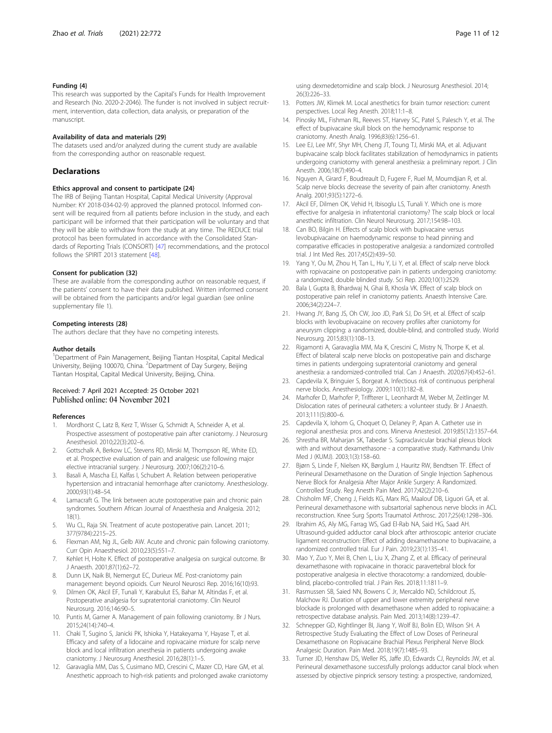#### Funding {4}

This research was supported by the Capital's Funds for Health Improvement and Research (No. 2020-2-2046). The funder is not involved in subject recruitment, intervention, data collection, data analysis, or preparation of the manuscript.

#### Availability of data and materials {29}

The datasets used and/or analyzed during the current study are available from the corresponding author on reasonable request.

## Declarations

#### Ethics approval and consent to participate {24}

The IRB of Beijing Tiantan Hospital, Capital Medical University (Approval Number: KY 2018-034-02-9) approved the planned protocol. Informed consent will be required from all patients before inclusion in the study, and each participant will be informed that their participation will be voluntary and that they will be able to withdraw from the study at any time. The REDUCE trial protocol has been formulated in accordance with the Consolidated Standards of Reporting Trials (CONSORT) [47] recommendations, and the protocol follows the SPIRIT 2013 statement [48].

#### Consent for publication {32}

These are available from the corresponding author on reasonable request, if the patients' consent to have their data published. Written informed consent will be obtained from the participants and/or legal guardian (see online supplementary file 1).

#### Competing interests {28}

The authors declare that they have no competing interests.

#### Author details

[1]Department of Pain Management, Beijing Tiantan Hospital, Capital Medical University, Beijing 100070, China. [2]Department of Day Surgery, Beijing Tiantan Hospital, Capital Medical University, Beijing, China.

Received: 7 April 2021 Accepted: 25 October 2021
Published online: 04 November 2021

#### References

1. Mordhorst C, Latz B, Kerz T, Wisser G, Schmidt A, Schneider A, et al. Prospective assessment of postoperative pain after craniotomy. J Neurosurg Anesthesiol. 2010;22(3):202–6.
2. Gottschalk A, Berkow LC, Stevens RD, Mirski M, Thompson RE, White ED, et al. Prospective evaluation of pain and analgesic use following major elective intracranial surgery. J Neurosurg. 2007;106(2):210–6.
3. Basali A, Mascha EJ, Kalfas I, Schubert A. Relation between perioperative hypertension and intracranial hemorrhage after craniotomy. Anesthesiology. 2000;93(1):48–54.
4. Lamacraft G. The link between acute postoperative pain and chronic pain syndromes. Southern African Journal of Anaesthesia and Analgesia. 2012; 18(1).
5. Wu CL, Raja SN. Treatment of acute postoperative pain. Lancet. 2011; 377(9784):2215–25.
6. Flexman AM, Ng JL, Gelb AW. Acute and chronic pain following craniotomy. Curr Opin Anaesthesiol. 2010;23(5):551–7.
7. Kehlet H, Holte K. Effect of postoperative analgesia on surgical outcome. Br J Anaesth. 2001;87(1):62–72.
8. Dunn LK, Naik BI, Nemergut EC, Durieux ME. Post-craniotomy pain management: beyond opioids. Curr Neurol Neurosci Rep. 2016;16(10):93.
9. Dilmen OK, Akcil EF, Tunali Y, Karabulut ES, Bahar M, Altindas F, et al. Postoperative analgesia for supratentorial craniotomy. Clin Neurol Neurosurg. 2016;146:90–5.
10. Puntis M, Garner A. Management of pain following craniotomy. Br J Nurs. 2015;24(14):740–4.
11. Chaki T, Sugino S, Janicki PK, Ishioka Y, Hatakeyama Y, Hayase T, et al. Efficacy and safety of a lidocaine and ropivacaine mixture for scalp nerve block and local infiltration anesthesia in patients undergoing awake craniotomy. J Neurosurg Anesthesiol. 2016;28(1):1–5.
12. Garavaglia MM, Das S, Cusimano MD, Crescini C, Mazer CD, Hare GM, et al. Anesthetic approach to high-risk patients and prolonged awake craniotomy using dexmedetomidine and scalp block. J Neurosurg Anesthesiol. 2014; 26(3):226–33.
13. Potters JW, Klimek M. Local anesthetics for brain tumor resection: current perspectives. Local Reg Anesth. 2018;11:1–8.
14. Pinosky ML, Fishman RL, Reeves ST, Harvey SC, Patel S, Palesch Y, et al. The effect of bupivacaine skull block on the hemodynamic response to craniotomy. Anesth Analg. 1996;83(6):1256–61.
15. Lee EJ, Lee MY, Shyr MH, Cheng JT, Toung TJ, Mirski MA, et al. Adjuvant bupivacaine scalp block facilitates stabilization of hemodynamics in patients undergoing craniotomy with general anesthesia: a preliminary report. J Clin Anesth. 2006;18(7):490–4.
16. Nguyen A, Girard F, Boudreault D, Fugere F, Ruel M, Moumdjian R, et al. Scalp nerve blocks decrease the severity of pain after craniotomy. Anesth Analg. 2001;93(5):1272–6.
17. Akcil EF, Dilmen OK, Vehid H, Ibisoglu LS, Tunali Y. Which one is more effective for analgesia in infratentorial craniotomy? The scalp block or local anesthetic infiltration. Clin Neurol Neurosurg. 2017;154:98–103.
18. Can BO, Bilgin H. Effects of scalp block with bupivacaine versus levobupivacaine on haemodynamic response to head pinning and comparative efficacies in postoperative analgesia: a randomized controlled trial. J Int Med Res. 2017;45(2):439–50.
19. Yang Y, Ou M, Zhou H, Tan L, Hu Y, Li Y, et al. Effect of scalp nerve block with ropivacaine on postoperative pain in patients undergoing craniotomy: a randomized, double blinded study. Sci Rep. 2020;10(1):2529.
20. Bala I, Gupta B, Bhardwaj N, Ghai B, Khosla VK. Effect of scalp block on postoperative pain relief in craniotomy patients. Anaesth Intensive Care. 2006;34(2):224–7.
21. Hwang JY, Bang JS, Oh CW, Joo JD, Park SJ, Do SH, et al. Effect of scalp blocks with levobupivacaine on recovery profiles after craniotomy for aneurysm clipping: a randomized, double-blind, and controlled study. World Neurosurg. 2015;83(1):108–13.
22. Rigamonti A, Garavaglia MM, Ma K, Crescini C, Mistry N, Thorpe K, et al. Effect of bilateral scalp nerve blocks on postoperative pain and discharge times in patients undergoing supratentorial craniotomy and general anesthesia: a randomized-controlled trial. Can J Anaesth. 2020;67(4):452–61.
23. Capdevila X, Bringuier S, Borgeat A. Infectious risk of continuous peripheral nerve blocks. Anesthesiology. 2009;110(1):182–8.
24. Marhofer D, Marhofer P, Triffterer L, Leonhardt M, Weber M, Zeitlinger M. Dislocation rates of perineural catheters: a volunteer study. Br J Anaesth. 2013;111(5):800–6.
25. Capdevila X, Iohom G, Choquet O, Delaney P, Apan A. Catheter use in regional anesthesia: pros and cons. Minerva Anestesiol. 2019;85(12):1357–64.
26. Shrestha BR, Maharjan SK, Tabedar S. Supraclavicular brachial plexus block with and without dexamethasone - a comparative study. Kathmandu Univ Med J (KUMJ). 2003;1(3):158–60.
27. Bjørn S, Linde F, Nielsen KK, Børglum J, Hauritz RW, Bendtsen TF. Effect of Perineural Dexamethasone on the Duration of Single Injection Saphenous Nerve Block for Analgesia After Major Ankle Surgery: A Randomized. Controlled Study. Reg Anesth Pain Med. 2017;42(2):210–6.
28. Chisholm MF, Cheng J, Fields KG, Marx RG, Maalouf DB, Liguori GA, et al. Perineural dexamethasone with subsartorial saphenous nerve blocks in ACL reconstruction. Knee Surg Sports Traumatol Arthrosc. 2017;25(4):1298–306.
29. Ibrahim AS, Aly MG, Farrag WS, Gad El-Rab NA, Said HG, Saad AH. Ultrasound-guided adductor canal block after arthroscopic anterior cruciate ligament reconstruction: Effect of adding dexamethasone to bupivacaine, a randomized controlled trial. Eur J Pain. 2019;23(1):135–41.
30. Mao Y, Zuo Y, Mei B, Chen L, Liu X, Zhang Z, et al. Efficacy of perineural dexamethasone with ropivacaine in thoracic paravertebral block for postoperative analgesia in elective thoracotomy: a randomized, double-blind, placebo-controlled trial. J Pain Res. 2018;11:1811–9.
31. Rasmussen SB, Saied NN, Bowens C Jr, Mercaldo ND, Schildcrout JS, Malchow RJ. Duration of upper and lower extremity peripheral nerve blockade is prolonged with dexamethasone when added to ropivacaine: a retrospective database analysis. Pain Med. 2013;14(8):1239–47.
32. Schnepper GD, Kightlinger BI, Jiang Y, Wolf BJ, Bolin ED, Wilson SH. A Retrospective Study Evaluating the Effect of Low Doses of Perineural Dexamethasone on Ropivacaine Brachial Plexus Peripheral Nerve Block Analgesic Duration. Pain Med. 2018;19(7):1485–93.
33. Turner JD, Henshaw DS, Weller RS, Jaffe JD, Edwards CJ, Reynolds JW, et al. Perineural dexamethasone successfully prolongs adductor canal block when assessed by objective pinprick sensory testing: a prospective, randomized,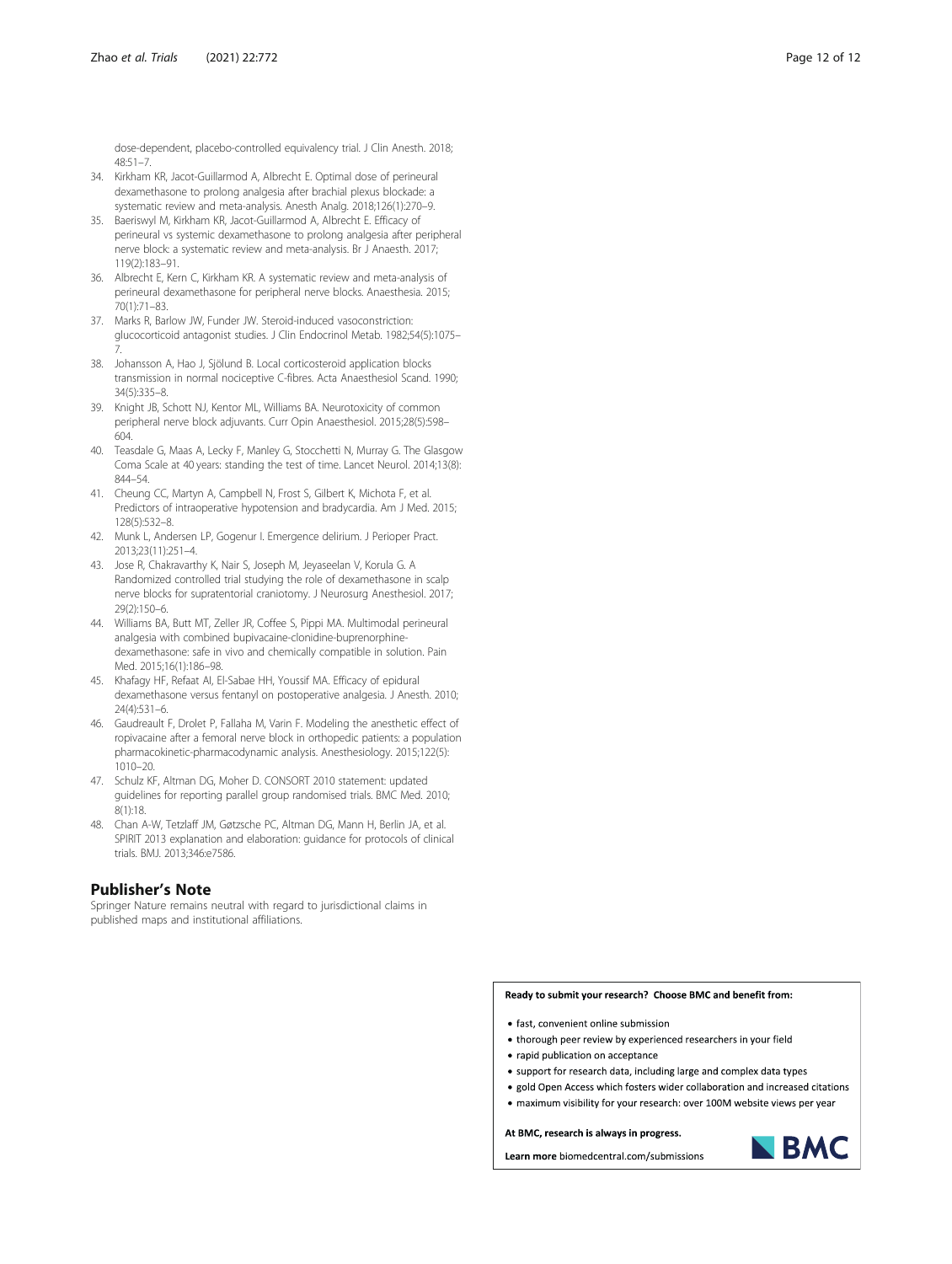dose-dependent, placebo-controlled equivalency trial. J Clin Anesth. 2018; 48:51–7.

34. Kirkham KR, Jacot-Guillarmod A, Albrecht E. Optimal dose of perineural dexamethasone to prolong analgesia after brachial plexus blockade: a systematic review and meta-analysis. Anesth Analg. 2018;126(1):270–9.
35. Baeriswyl M, Kirkham KR, Jacot-Guillarmod A, Albrecht E. Efficacy of perineural vs systemic dexamethasone to prolong analgesia after peripheral nerve block: a systematic review and meta-analysis. Br J Anaesth. 2017; 119(2):183–91.
36. Albrecht E, Kern C, Kirkham KR. A systematic review and meta-analysis of perineural dexamethasone for peripheral nerve blocks. Anaesthesia. 2015; 70(1):71–83.
37. Marks R, Barlow JW, Funder JW. Steroid-induced vasoconstriction: glucocorticoid antagonist studies. J Clin Endocrinol Metab. 1982;54(5):1075–7.
38. Johansson A, Hao J, Sjölund B. Local corticosteroid application blocks transmission in normal nociceptive C-fibres. Acta Anaesthesiol Scand. 1990; 34(5):335–8.
39. Knight JB, Schott NJ, Kentor ML, Williams BA. Neurotoxicity of common peripheral nerve block adjuvants. Curr Opin Anaesthesiol. 2015;28(5):598–604.
40. Teasdale G, Maas A, Lecky F, Manley G, Stocchetti N, Murray G. The Glasgow Coma Scale at 40 years: standing the test of time. Lancet Neurol. 2014;13(8): 844–54.
41. Cheung CC, Martyn A, Campbell N, Frost S, Gilbert K, Michota F, et al. Predictors of intraoperative hypotension and bradycardia. Am J Med. 2015; 128(5):532–8.
42. Munk L, Andersen LP, Gogenur I. Emergence delirium. J Perioper Pract. 2013;23(11):251–4.
43. Jose R, Chakravarthy K, Nair S, Joseph M, Jeyaseelan V, Korula G. A Randomized controlled trial studying the role of dexamethasone in scalp nerve blocks for supratentorial craniotomy. J Neurosurg Anesthesiol. 2017; 29(2):150–6.
44. Williams BA, Butt MT, Zeller JR, Coffee S, Pippi MA. Multimodal perineural analgesia with combined bupivacaine-clonidine-buprenorphine-dexamethasone: safe in vivo and chemically compatible in solution. Pain Med. 2015;16(1):186–98.
45. Khafagy HF, Refaat AI, El-Sabae HH, Youssif MA. Efficacy of epidural dexamethasone versus fentanyl on postoperative analgesia. J Anesth. 2010; 24(4):531–6.
46. Gaudreault F, Drolet P, Fallaha M, Varin F. Modeling the anesthetic effect of ropivacaine after a femoral nerve block in orthopedic patients: a population pharmacokinetic-pharmacodynamic analysis. Anesthesiology. 2015;122(5): 1010–20.
47. Schulz KF, Altman DG, Moher D. CONSORT 2010 statement: updated guidelines for reporting parallel group randomised trials. BMC Med. 2010; 8(1):18.
48. Chan A-W, Tetzlaff JM, Gøtzsche PC, Altman DG, Mann H, Berlin JA, et al. SPIRIT 2013 explanation and elaboration: guidance for protocols of clinical trials. BMJ. 2013;346:e7586.

## Publisher's Note

Springer Nature remains neutral with regard to jurisdictional claims in published maps and institutional affiliations.

**Ready to submit your research? Choose BMC and benefit from:**

- fast, convenient online submission
- thorough peer review by experienced researchers in your field
- rapid publication on acceptance
- support for research data, including large and complex data types
- gold Open Access which fosters wider collaboration and increased citations
- maximum visibility for your research: over 100M website views per year

**At BMC, research is always in progress.**

**Learn more** biomedcentral.com/submissions

BMC